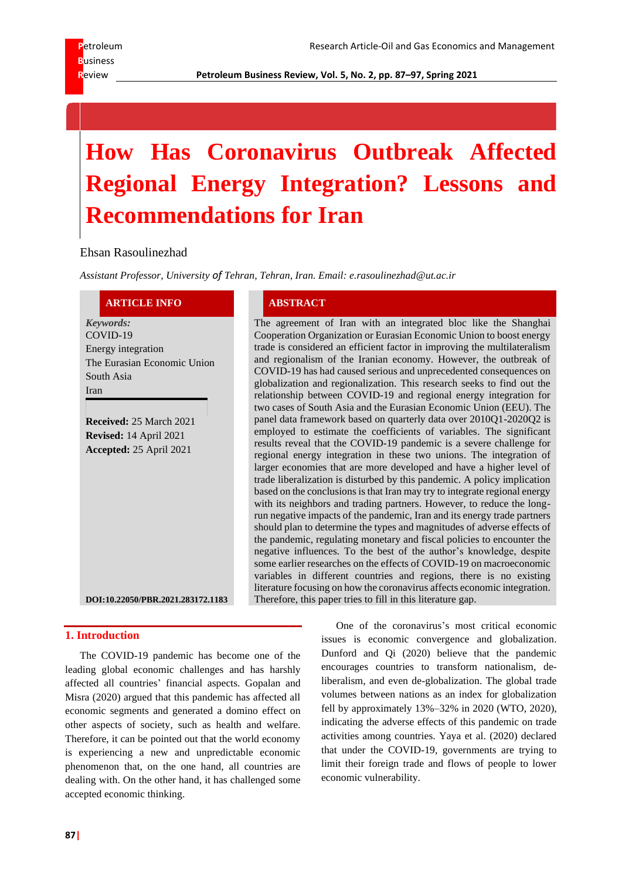# How Has Coronavirus Outbreak Affected Regional Energy Integration? Lessons and Recommendations for Iran

Ehsan Rasoulinezhad

*Assistant Professor, University of Tehran, Tehran, Iran. Email: e.rasoulinezhad@ut.ac.ir*

**ARTICLE INFO**

***Keywords:***
COVID-19
Energy integration
The Eurasian Economic Union
South Asia
Iran

**Received:** 25 March 2021
**Revised:** 14 April 2021
**Accepted:** 25 April 2021

**DOI:10.22050/PBR.2021.283172.1183**

**ABSTRACT**

The agreement of Iran with an integrated bloc like the Shanghai Cooperation Organization or Eurasian Economic Union to boost energy trade is considered an efficient factor in improving the multilateralism and regionalism of the Iranian economy. However, the outbreak of COVID-19 has had caused serious and unprecedented consequences on globalization and regionalization. This research seeks to find out the relationship between COVID-19 and regional energy integration for two cases of South Asia and the Eurasian Economic Union (EEU). The panel data framework based on quarterly data over 2010Q1-2020Q2 is employed to estimate the coefficients of variables. The significant results reveal that the COVID-19 pandemic is a severe challenge for regional energy integration in these two unions. The integration of larger economies that are more developed and have a higher level of trade liberalization is disturbed by this pandemic. A policy implication based on the conclusions is that Iran may try to integrate regional energy with its neighbors and trading partners. However, to reduce the long-run negative impacts of the pandemic, Iran and its energy trade partners should plan to determine the types and magnitudes of adverse effects of the pandemic, regulating monetary and fiscal policies to encounter the negative influences. To the best of the author's knowledge, despite some earlier researches on the effects of COVID-19 on macroeconomic variables in different countries and regions, there is no existing literature focusing on how the coronavirus affects economic integration. Therefore, this paper tries to fill in this literature gap.

## 1. Introduction

The COVID-19 pandemic has become one of the leading global economic challenges and has harshly affected all countries' financial aspects. Gopalan and Misra (2020) argued that this pandemic has affected all economic segments and generated a domino effect on other aspects of society, such as health and welfare. Therefore, it can be pointed out that the world economy is experiencing a new and unpredictable economic phenomenon that, on the one hand, all countries are dealing with. On the other hand, it has challenged some accepted economic thinking.

One of the coronavirus's most critical economic issues is economic convergence and globalization. Dunford and Qi (2020) believe that the pandemic encourages countries to transform nationalism, de-liberalism, and even de-globalization. The global trade volumes between nations as an index for globalization fell by approximately 13%–32% in 2020 (WTO, 2020), indicating the adverse effects of this pandemic on trade activities among countries. Yaya et al. (2020) declared that under the COVID-19, governments are trying to limit their foreign trade and flows of people to lower economic vulnerability.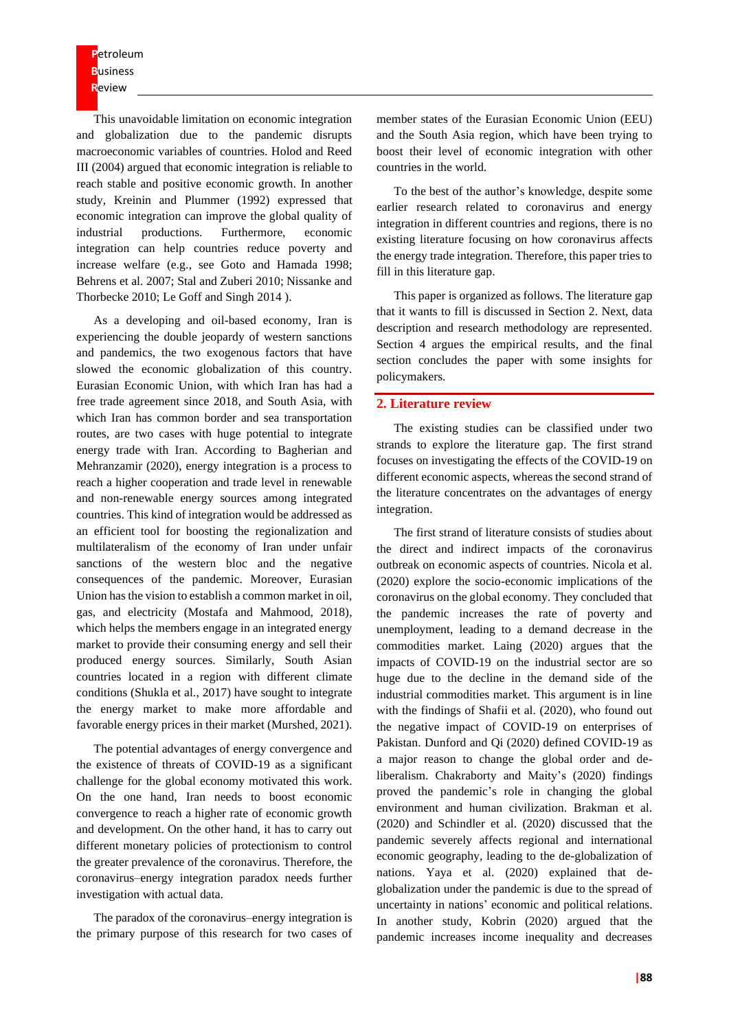This unavoidable limitation on economic integration and globalization due to the pandemic disrupts macroeconomic variables of countries. Holod and Reed III (2004) argued that economic integration is reliable to reach stable and positive economic growth. In another study, Kreinin and Plummer (1992) expressed that economic integration can improve the global quality of industrial productions. Furthermore, economic integration can help countries reduce poverty and increase welfare (e.g., see Goto and Hamada 1998; Behrens et al. 2007; Stal and Zuberi 2010; Nissanke and Thorbecke 2010; Le Goff and Singh 2014 ).

As a developing and oil-based economy, Iran is experiencing the double jeopardy of western sanctions and pandemics, the two exogenous factors that have slowed the economic globalization of this country. Eurasian Economic Union, with which Iran has had a free trade agreement since 2018, and South Asia, with which Iran has common border and sea transportation routes, are two cases with huge potential to integrate energy trade with Iran. According to Bagherian and Mehranzamir (2020), energy integration is a process to reach a higher cooperation and trade level in renewable and non-renewable energy sources among integrated countries. This kind of integration would be addressed as an efficient tool for boosting the regionalization and multilateralism of the economy of Iran under unfair sanctions of the western bloc and the negative consequences of the pandemic. Moreover, Eurasian Union has the vision to establish a common market in oil, gas, and electricity (Mostafa and Mahmood, 2018), which helps the members engage in an integrated energy market to provide their consuming energy and sell their produced energy sources. Similarly, South Asian countries located in a region with different climate conditions (Shukla et al., 2017) have sought to integrate the energy market to make more affordable and favorable energy prices in their market (Murshed, 2021).

The potential advantages of energy convergence and the existence of threats of COVID-19 as a significant challenge for the global economy motivated this work. On the one hand, Iran needs to boost economic convergence to reach a higher rate of economic growth and development. On the other hand, it has to carry out different monetary policies of protectionism to control the greater prevalence of the coronavirus. Therefore, the coronavirus–energy integration paradox needs further investigation with actual data.

The paradox of the coronavirus–energy integration is the primary purpose of this research for two cases of member states of the Eurasian Economic Union (EEU) and the South Asia region, which have been trying to boost their level of economic integration with other countries in the world.

To the best of the author's knowledge, despite some earlier research related to coronavirus and energy integration in different countries and regions, there is no existing literature focusing on how coronavirus affects the energy trade integration. Therefore, this paper tries to fill in this literature gap.

This paper is organized as follows. The literature gap that it wants to fill is discussed in Section 2. Next, data description and research methodology are represented. Section 4 argues the empirical results, and the final section concludes the paper with some insights for policymakers.

## 2. Literature review

The existing studies can be classified under two strands to explore the literature gap. The first strand focuses on investigating the effects of the COVID-19 on different economic aspects, whereas the second strand of the literature concentrates on the advantages of energy integration.

The first strand of literature consists of studies about the direct and indirect impacts of the coronavirus outbreak on economic aspects of countries. Nicola et al. (2020) explore the socio-economic implications of the coronavirus on the global economy. They concluded that the pandemic increases the rate of poverty and unemployment, leading to a demand decrease in the commodities market. Laing (2020) argues that the impacts of COVID-19 on the industrial sector are so huge due to the decline in the demand side of the industrial commodities market. This argument is in line with the findings of Shafii et al. (2020), who found out the negative impact of COVID-19 on enterprises of Pakistan. Dunford and Qi (2020) defined COVID-19 as a major reason to change the global order and de-liberalism. Chakraborty and Maity's (2020) findings proved the pandemic's role in changing the global environment and human civilization. Brakman et al. (2020) and Schindler et al. (2020) discussed that the pandemic severely affects regional and international economic geography, leading to the de-globalization of nations. Yaya et al. (2020) explained that de-globalization under the pandemic is due to the spread of uncertainty in nations' economic and political relations. In another study, Kobrin (2020) argued that the pandemic increases income inequality and decreases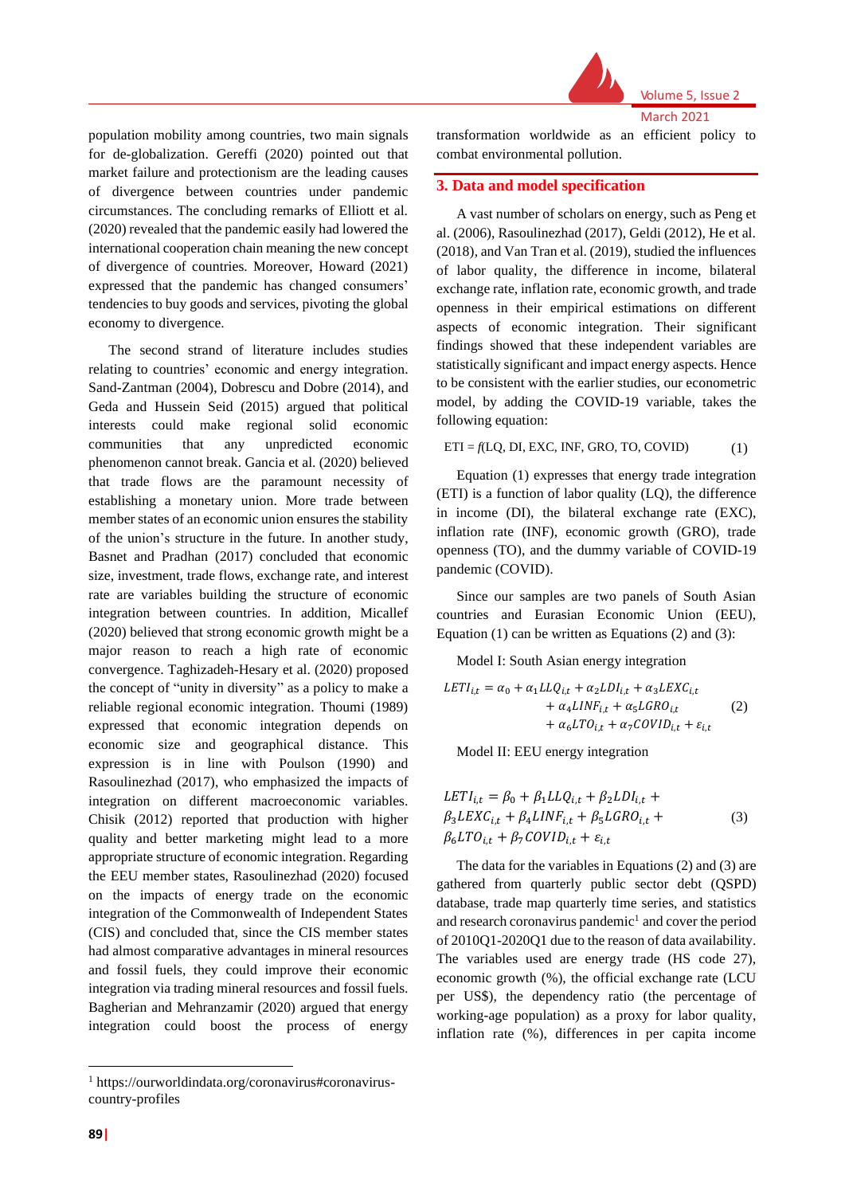population mobility among countries, two main signals for de-globalization. Gereffi (2020) pointed out that market failure and protectionism are the leading causes of divergence between countries under pandemic circumstances. The concluding remarks of Elliott et al. (2020) revealed that the pandemic easily had lowered the international cooperation chain meaning the new concept of divergence of countries. Moreover, Howard (2021) expressed that the pandemic has changed consumers' tendencies to buy goods and services, pivoting the global economy to divergence.

The second strand of literature includes studies relating to countries' economic and energy integration. Sand-Zantman (2004), Dobrescu and Dobre (2014), and Geda and Hussein Seid (2015) argued that political interests could make regional solid economic communities that any unpredicted economic phenomenon cannot break. Gancia et al. (2020) believed that trade flows are the paramount necessity of establishing a monetary union. More trade between member states of an economic union ensures the stability of the union's structure in the future. In another study, Basnet and Pradhan (2017) concluded that economic size, investment, trade flows, exchange rate, and interest rate are variables building the structure of economic integration between countries. In addition, Micallef (2020) believed that strong economic growth might be a major reason to reach a high rate of economic convergence. Taghizadeh-Hesary et al. (2020) proposed the concept of "unity in diversity" as a policy to make a reliable regional economic integration. Thoumi (1989) expressed that economic integration depends on economic size and geographical distance. This expression is in line with Poulson (1990) and Rasoulinezhad (2017), who emphasized the impacts of integration on different macroeconomic variables. Chisik (2012) reported that production with higher quality and better marketing might lead to a more appropriate structure of economic integration. Regarding the EEU member states, Rasoulinezhad (2020) focused on the impacts of energy trade on the economic integration of the Commonwealth of Independent States (CIS) and concluded that, since the CIS member states had almost comparative advantages in mineral resources and fossil fuels, they could improve their economic integration via trading mineral resources and fossil fuels. Bagherian and Mehranzamir (2020) argued that energy integration could boost the process of energy transformation worldwide as an efficient policy to combat environmental pollution.

## 3. Data and model specification

A vast number of scholars on energy, such as Peng et al. (2006), Rasoulinezhad (2017), Geldi (2012), He et al. (2018), and Van Tran et al. (2019), studied the influences of labor quality, the difference in income, bilateral exchange rate, inflation rate, economic growth, and trade openness in their empirical estimations on different aspects of economic integration. Their significant findings showed that these independent variables are statistically significant and impact energy aspects. Hence to be consistent with the earlier studies, our econometric model, by adding the COVID-19 variable, takes the following equation:

$$ETI = f(LQ, DI, EXC, INF, GRO, TO, COVID) \qquad (1)$$

Equation (1) expresses that energy trade integration (ETI) is a function of labor quality (LQ), the difference in income (DI), the bilateral exchange rate (EXC), inflation rate (INF), economic growth (GRO), trade openness (TO), and the dummy variable of COVID-19 pandemic (COVID).

Since our samples are two panels of South Asian countries and Eurasian Economic Union (EEU), Equation (1) can be written as Equations (2) and (3):

Model I: South Asian energy integration

$$LETI_{i,t} = \alpha_0 + \alpha_1 LLQ_{i,t} + \alpha_2 LDI_{i,t} + \alpha_3 LEXC_{i,t} + \alpha_4 LINF_{i,t} + \alpha_5 LGRO_{i,t} + \alpha_6 LTO_{i,t} + \alpha_7 COVID_{i,t} + \varepsilon_{i,t} \qquad (2)$$

Model II: EEU energy integration

$$LETI_{i,t} = \beta_0 + \beta_1 LLQ_{i,t} + \beta_2 LDI_{i,t} + \beta_3 LEXC_{i,t} + \beta_4 LINF_{i,t} + \beta_5 LGRO_{i,t} + \beta_6 LTO_{i,t} + \beta_7 COVID_{i,t} + \varepsilon_{i,t} \qquad (3)$$

The data for the variables in Equations (2) and (3) are gathered from quarterly public sector debt (QSPD) database, trade map quarterly time series, and statistics and research coronavirus pandemic[1] and cover the period of 2010Q1-2020Q1 due to the reason of data availability. The variables used are energy trade (HS code 27), economic growth (%), the official exchange rate (LCU per US$), the dependency ratio (the percentage of working-age population) as a proxy for labor quality, inflation rate (%), differences in per capita income

[1] https://ourworldindata.org/coronavirus#coronavirus-country-profiles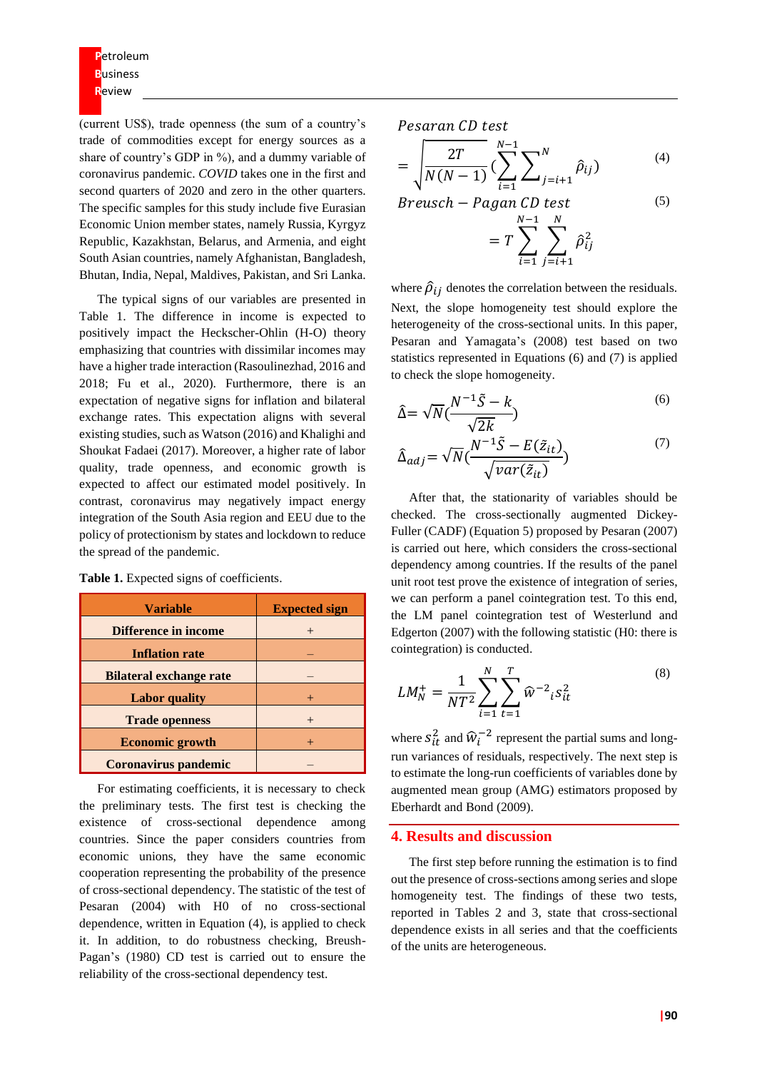(current US$), trade openness (the sum of a country's trade of commodities except for energy sources as a share of country's GDP in %), and a dummy variable of coronavirus pandemic. *COVID* takes one in the first and second quarters of 2020 and zero in the other quarters. The specific samples for this study include five Eurasian Economic Union member states, namely Russia, Kyrgyz Republic, Kazakhstan, Belarus, and Armenia, and eight South Asian countries, namely Afghanistan, Bangladesh, Bhutan, India, Nepal, Maldives, Pakistan, and Sri Lanka.

The typical signs of our variables are presented in Table 1. The difference in income is expected to positively impact the Heckscher-Ohlin (H-O) theory emphasizing that countries with dissimilar incomes may have a higher trade interaction (Rasoulinezhad, 2016 and 2018; Fu et al., 2020). Furthermore, there is an expectation of negative signs for inflation and bilateral exchange rates. This expectation aligns with several existing studies, such as Watson (2016) and Khalighi and Shoukat Fadaei (2017). Moreover, a higher rate of labor quality, trade openness, and economic growth is expected to affect our estimated model positively. In contrast, coronavirus may negatively impact energy integration of the South Asia region and EEU due to the policy of protectionism by states and lockdown to reduce the spread of the pandemic.

**Table 1.** Expected signs of coefficients.

| Variable | Expected sign |
| --- | --- |
| Difference in income | + |
| Inflation rate | – |
| Bilateral exchange rate | – |
| Labor quality | + |
| Trade openness | + |
| Economic growth | + |
| Coronavirus pandemic | – |

For estimating coefficients, it is necessary to check the preliminary tests. The first test is checking the existence of cross-sectional dependence among countries. Since the paper considers countries from economic unions, they have the same economic cooperation representing the probability of the presence of cross-sectional dependency. The statistic of the test of Pesaran (2004) with H0 of no cross-sectional dependence, written in Equation (4), is applied to check it. In addition, to do robustness checking, Breush-Pagan's (1980) CD test is carried out to ensure the reliability of the cross-sectional dependency test.

$$\text{Pesaran CD test} = \sqrt{\frac{2T}{N(N-1)}}\left(\sum_{i=1}^{N-1}\sum_{j=i+1}^{N}\hat{\rho}_{ij}\right) \quad (4)$$

$$\text{Breusch} - \text{Pagan CD test} = T\sum_{i=1}^{N-1}\sum_{j=i+1}^{N}\hat{\rho}_{ij}^{2} \quad (5)$$

where $\hat{\rho}_{ij}$ denotes the correlation between the residuals. Next, the slope homogeneity test should explore the heterogeneity of the cross-sectional units. In this paper, Pesaran and Yamagata's (2008) test based on two statistics represented in Equations (6) and (7) is applied to check the slope homogeneity.

$$\hat{\Delta} = \sqrt{N}\left(\frac{N^{-1}\tilde{S} - k}{\sqrt{2k}}\right) \quad (6)$$

$$\hat{\Delta}_{adj} = \sqrt{N}\left(\frac{N^{-1}\tilde{S} - E(\tilde{z}_{it})}{\sqrt{var(\tilde{z}_{it})}}\right) \quad (7)$$

After that, the stationarity of variables should be checked. The cross-sectionally augmented Dickey-Fuller (CADF) (Equation 5) proposed by Pesaran (2007) is carried out here, which considers the cross-sectional dependency among countries. If the results of the panel unit root test prove the existence of integration of series, we can perform a panel cointegration test. To this end, the LM panel cointegration test of Westerlund and Edgerton (2007) with the following statistic (H0: there is cointegration) is conducted.

$$LM_N^{+} = \frac{1}{NT^2}\sum_{i=1}^{N}\sum_{t=1}^{T}\hat{w}^{-2}{}_{i}s_{it}^{2} \quad (8)$$

where $s_{it}^2$ and $\hat{w}_i^{-2}$ represent the partial sums and long-run variances of residuals, respectively. The next step is to estimate the long-run coefficients of variables done by augmented mean group (AMG) estimators proposed by Eberhardt and Bond (2009).

## 4. Results and discussion

The first step before running the estimation is to find out the presence of cross-sections among series and slope homogeneity test. The findings of these two tests, reported in Tables 2 and 3, state that cross-sectional dependence exists in all series and that the coefficients of the units are heterogeneous.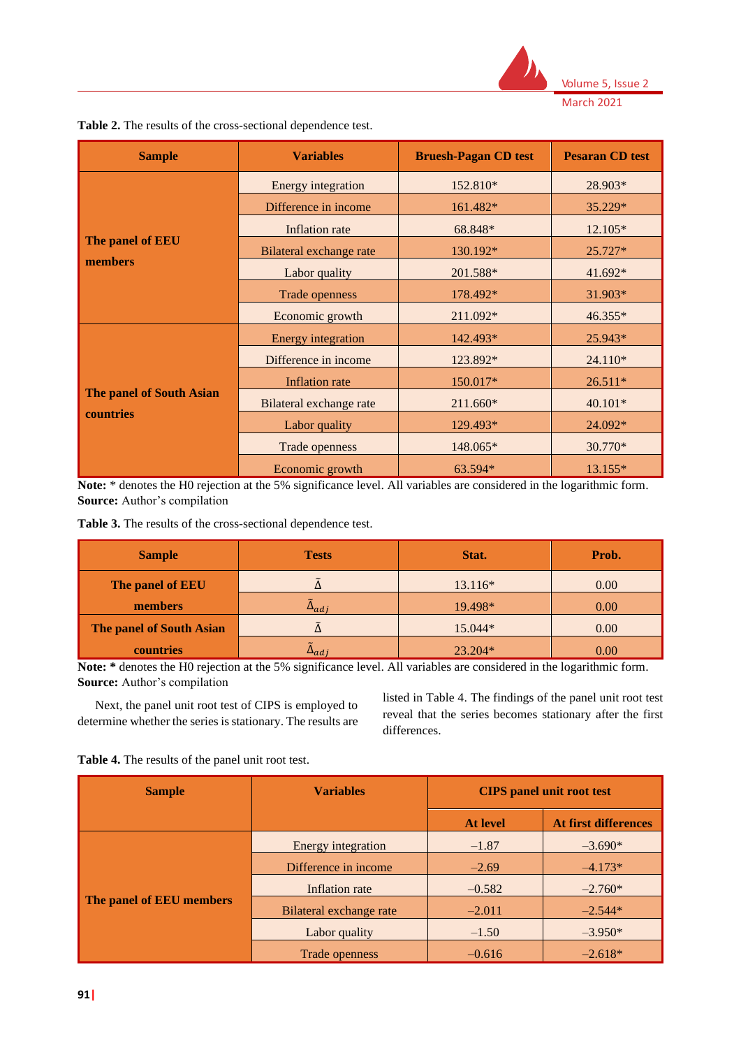**Table 2.** The results of the cross-sectional dependence test.

| Sample | Variables | Bruesh-Pagan CD test | Pesaran CD test |
|---|---|---|---|
| The panel of EEU members | Energy integration | 152.810* | 28.903* |
| | Difference in income | 161.482* | 35.229* |
| | Inflation rate | 68.848* | 12.105* |
| | Bilateral exchange rate | 130.192* | 25.727* |
| | Labor quality | 201.588* | 41.692* |
| | Trade openness | 178.492* | 31.903* |
| | Economic growth | 211.092* | 46.355* |
| The panel of South Asian countries | Energy integration | 142.493* | 25.943* |
| | Difference in income | 123.892* | 24.110* |
| | Inflation rate | 150.017* | 26.511* |
| | Bilateral exchange rate | 211.660* | 40.101* |
| | Labor quality | 129.493* | 24.092* |
| | Trade openness | 148.065* | 30.770* |
| | Economic growth | 63.594* | 13.155* |

**Note:** * denotes the H0 rejection at the 5% significance level. All variables are considered in the logarithmic form.
**Source:** Author's compilation

**Table 3.** The results of the cross-sectional dependence test.

| Sample | Tests | Stat. | Prob. |
|---|---|---|---|
| The panel of EEU members | $\tilde{\Delta}$ | 13.116* | 0.00 |
| | $\tilde{\Delta}_{adj}$ | 19.498* | 0.00 |
| The panel of South Asian countries | $\tilde{\Delta}$ | 15.044* | 0.00 |
| | $\tilde{\Delta}_{adj}$ | 23.204* | 0.00 |

**Note:** * denotes the H0 rejection at the 5% significance level. All variables are considered in the logarithmic form.
**Source:** Author's compilation

Next, the panel unit root test of CIPS is employed to determine whether the series is stationary. The results are listed in Table 4. The findings of the panel unit root test reveal that the series becomes stationary after the first differences.

**Table 4.** The results of the panel unit root test.

| Sample | Variables | CIPS panel unit root test | |
|---|---|---|---|
| | | At level | At first differences |
| The panel of EEU members | Energy integration | –1.87 | –3.690* |
| | Difference in income | –2.69 | –4.173* |
| | Inflation rate | –0.582 | –2.760* |
| | Bilateral exchange rate | –2.011 | –2.544* |
| | Labor quality | –1.50 | –3.950* |
| | Trade openness | –0.616 | –2.618* |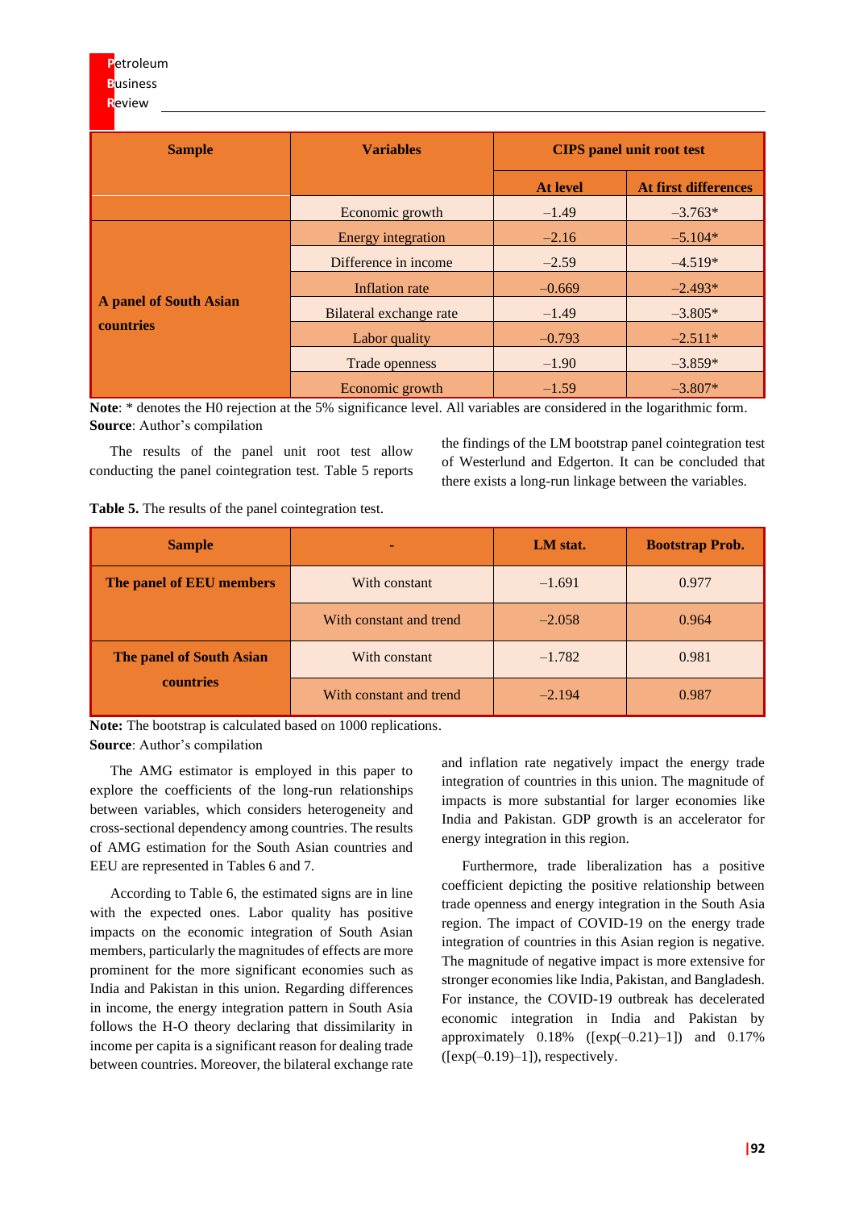| Sample | Variables | CIPS panel unit root test | |
|---|---|---|---|
| | | At level | At first differences |
| | Economic growth | –1.49 | –3.763* |
| A panel of South Asian countries | Energy integration | –2.16 | –5.104* |
| | Difference in income | –2.59 | –4.519* |
| | Inflation rate | –0.669 | –2.493* |
| | Bilateral exchange rate | –1.49 | –3.805* |
| | Labor quality | –0.793 | –2.511* |
| | Trade openness | –1.90 | –3.859* |
| | Economic growth | –1.59 | –3.807* |

**Note**: * denotes the H0 rejection at the 5% significance level. All variables are considered in the logarithmic form.
**Source**: Author's compilation

The results of the panel unit root test allow conducting the panel cointegration test. Table 5 reports the findings of the LM bootstrap panel cointegration test of Westerlund and Edgerton. It can be concluded that there exists a long-run linkage between the variables.

**Table 5.** The results of the panel cointegration test.

| Sample | - | LM stat. | Bootstrap Prob. |
|---|---|---|---|
| The panel of EEU members | With constant | –1.691 | 0.977 |
| | With constant and trend | –2.058 | 0.964 |
| The panel of South Asian countries | With constant | –1.782 | 0.981 |
| | With constant and trend | –2.194 | 0.987 |

**Note:** The bootstrap is calculated based on 1000 replications.
**Source**: Author's compilation

The AMG estimator is employed in this paper to explore the coefficients of the long-run relationships between variables, which considers heterogeneity and cross-sectional dependency among countries. The results of AMG estimation for the South Asian countries and EEU are represented in Tables 6 and 7.

According to Table 6, the estimated signs are in line with the expected ones. Labor quality has positive impacts on the economic integration of South Asian members, particularly the magnitudes of effects are more prominent for the more significant economies such as India and Pakistan in this union. Regarding differences in income, the energy integration pattern in South Asia follows the H-O theory declaring that dissimilarity in income per capita is a significant reason for dealing trade between countries. Moreover, the bilateral exchange rate and inflation rate negatively impact the energy trade integration of countries in this union. The magnitude of impacts is more substantial for larger economies like India and Pakistan. GDP growth is an accelerator for energy integration in this region.

Furthermore, trade liberalization has a positive coefficient depicting the positive relationship between trade openness and energy integration in the South Asia region. The impact of COVID-19 on the energy trade integration of countries in this Asian region is negative. The magnitude of negative impact is more extensive for stronger economies like India, Pakistan, and Bangladesh. For instance, the COVID-19 outbreak has decelerated economic integration in India and Pakistan by approximately 0.18% ([exp(–0.21)–1]) and 0.17% ([exp(–0.19)–1]), respectively.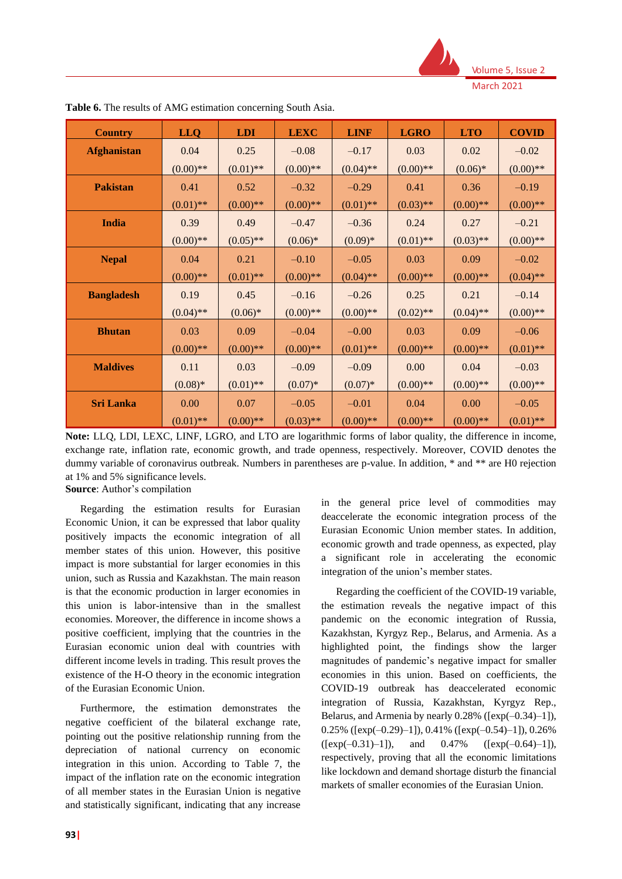**Table 6.** The results of AMG estimation concerning South Asia.

| Country | LLQ | LDI | LEXC | LINF | LGRO | LTO | COVID |
|---|---|---|---|---|---|---|---|
| **Afghanistan** | 0.04 | 0.25 | –0.08 | –0.17 | 0.03 | 0.02 | –0.02 |
| | (0.00)** | (0.01)** | (0.00)** | (0.04)** | (0.00)** | (0.06)* | (0.00)** |
| **Pakistan** | 0.41 | 0.52 | –0.32 | –0.29 | 0.41 | 0.36 | –0.19 |
| | (0.01)** | (0.00)** | (0.00)** | (0.01)** | (0.03)** | (0.00)** | (0.00)** |
| **India** | 0.39 | 0.49 | –0.47 | –0.36 | 0.24 | 0.27 | –0.21 |
| | (0.00)** | (0.05)** | (0.06)* | (0.09)* | (0.01)** | (0.03)** | (0.00)** |
| **Nepal** | 0.04 | 0.21 | –0.10 | –0.05 | 0.03 | 0.09 | –0.02 |
| | (0.00)** | (0.01)** | (0.00)** | (0.04)** | (0.00)** | (0.00)** | (0.04)** |
| **Bangladesh** | 0.19 | 0.45 | –0.16 | –0.26 | 0.25 | 0.21 | –0.14 |
| | (0.04)** | (0.06)* | (0.00)** | (0.00)** | (0.02)** | (0.04)** | (0.00)** |
| **Bhutan** | 0.03 | 0.09 | –0.04 | –0.00 | 0.03 | 0.09 | –0.06 |
| | (0.00)** | (0.00)** | (0.00)** | (0.01)** | (0.00)** | (0.00)** | (0.01)** |
| **Maldives** | 0.11 | 0.03 | –0.09 | –0.09 | 0.00 | 0.04 | –0.03 |
| | (0.08)* | (0.01)** | (0.07)* | (0.07)* | (0.00)** | (0.00)** | (0.00)** |
| **Sri Lanka** | 0.00 | 0.07 | –0.05 | –0.01 | 0.04 | 0.00 | –0.05 |
| | (0.01)** | (0.00)** | (0.03)** | (0.00)** | (0.00)** | (0.00)** | (0.01)** |

**Note:** LLQ, LDI, LEXC, LINF, LGRO, and LTO are logarithmic forms of labor quality, the difference in income, exchange rate, inflation rate, economic growth, and trade openness, respectively. Moreover, COVID denotes the dummy variable of coronavirus outbreak. Numbers in parentheses are p-value. In addition, * and ** are H0 rejection at 1% and 5% significance levels.

**Source**: Author's compilation

Regarding the estimation results for Eurasian Economic Union, it can be expressed that labor quality positively impacts the economic integration of all member states of this union. However, this positive impact is more substantial for larger economies in this union, such as Russia and Kazakhstan. The main reason is that the economic production in larger economies in this union is labor-intensive than in the smallest economies. Moreover, the difference in income shows a positive coefficient, implying that the countries in the Eurasian economic union deal with countries with different income levels in trading. This result proves the existence of the H-O theory in the economic integration of the Eurasian Economic Union.

Furthermore, the estimation demonstrates the negative coefficient of the bilateral exchange rate, pointing out the positive relationship running from the depreciation of national currency on economic integration in this union. According to Table 7, the impact of the inflation rate on the economic integration of all member states in the Eurasian Union is negative and statistically significant, indicating that any increase in the general price level of commodities may deaccelerate the economic integration process of the Eurasian Economic Union member states. In addition, economic growth and trade openness, as expected, play a significant role in accelerating the economic integration of the union's member states.

Regarding the coefficient of the COVID-19 variable, the estimation reveals the negative impact of this pandemic on the economic integration of Russia, Kazakhstan, Kyrgyz Rep., Belarus, and Armenia. As a highlighted point, the findings show the larger magnitudes of pandemic's negative impact for smaller economies in this union. Based on coefficients, the COVID-19 outbreak has deaccelerated economic integration of Russia, Kazakhstan, Kyrgyz Rep., Belarus, and Armenia by nearly 0.28% ([exp(–0.34)–1]), 0.25% ([exp(–0.29)–1]), 0.41% ([exp(–0.54)–1]), 0.26% ([exp(–0.31)–1]), and 0.47% ([exp(–0.64)–1]), respectively, proving that all the economic limitations like lockdown and demand shortage disturb the financial markets of smaller economies of the Eurasian Union.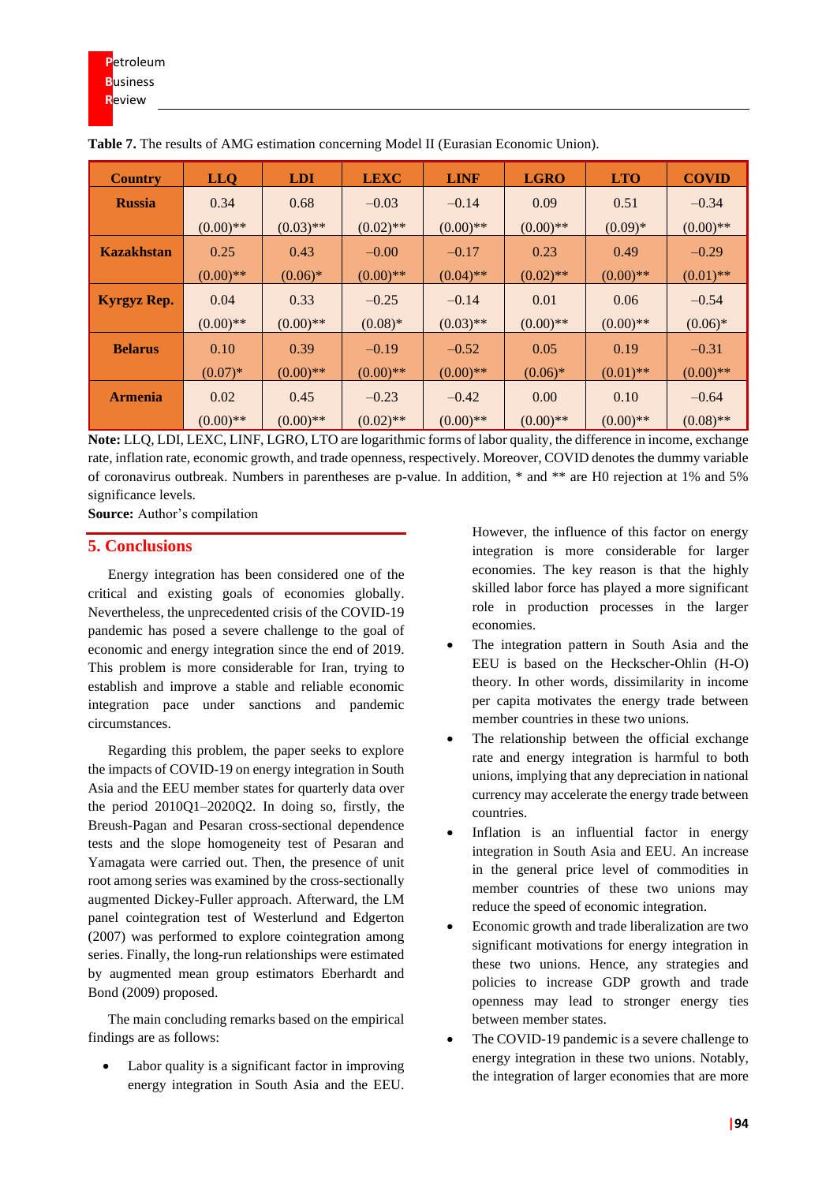**Table 7.** The results of AMG estimation concerning Model II (Eurasian Economic Union).

| Country | LLQ | LDI | LEXC | LINF | LGRO | LTO | COVID |
|---|---|---|---|---|---|---|---|
| **Russia** | 0.34 (0.00)** | 0.68 (0.03)** | –0.03 (0.02)** | –0.14 (0.00)** | 0.09 (0.00)** | 0.51 (0.09)* | –0.34 (0.00)** |
| **Kazakhstan** | 0.25 (0.00)** | 0.43 (0.06)* | –0.00 (0.00)** | –0.17 (0.04)** | 0.23 (0.02)** | 0.49 (0.00)** | –0.29 (0.01)** |
| **Kyrgyz Rep.** | 0.04 (0.00)** | 0.33 (0.00)** | –0.25 (0.08)* | –0.14 (0.03)** | 0.01 (0.00)** | 0.06 (0.00)** | –0.54 (0.06)* |
| **Belarus** | 0.10 (0.07)* | 0.39 (0.00)** | –0.19 (0.00)** | –0.52 (0.00)** | 0.05 (0.06)* | 0.19 (0.01)** | –0.31 (0.00)** |
| **Armenia** | 0.02 (0.00)** | 0.45 (0.00)** | –0.23 (0.02)** | –0.42 (0.00)** | 0.00 (0.00)** | 0.10 (0.00)** | –0.64 (0.08)** |

**Note:** LLQ, LDI, LEXC, LINF, LGRO, LTO are logarithmic forms of labor quality, the difference in income, exchange rate, inflation rate, economic growth, and trade openness, respectively. Moreover, COVID denotes the dummy variable of coronavirus outbreak. Numbers in parentheses are p-value. In addition, * and ** are H0 rejection at 1% and 5% significance levels.

**Source:** Author's compilation

## 5. Conclusions

Energy integration has been considered one of the critical and existing goals of economies globally. Nevertheless, the unprecedented crisis of the COVID-19 pandemic has posed a severe challenge to the goal of economic and energy integration since the end of 2019. This problem is more considerable for Iran, trying to establish and improve a stable and reliable economic integration pace under sanctions and pandemic circumstances.

Regarding this problem, the paper seeks to explore the impacts of COVID-19 on energy integration in South Asia and the EEU member states for quarterly data over the period 2010Q1–2020Q2. In doing so, firstly, the Breush-Pagan and Pesaran cross-sectional dependence tests and the slope homogeneity test of Pesaran and Yamagata were carried out. Then, the presence of unit root among series was examined by the cross-sectionally augmented Dickey-Fuller approach. Afterward, the LM panel cointegration test of Westerlund and Edgerton (2007) was performed to explore cointegration among series. Finally, the long-run relationships were estimated by augmented mean group estimators Eberhardt and Bond (2009) proposed.

The main concluding remarks based on the empirical findings are as follows:

- Labor quality is a significant factor in improving energy integration in South Asia and the EEU. However, the influence of this factor on energy integration is more considerable for larger economies. The key reason is that the highly skilled labor force has played a more significant role in production processes in the larger economies.
- The integration pattern in South Asia and the EEU is based on the Heckscher-Ohlin (H-O) theory. In other words, dissimilarity in income per capita motivates the energy trade between member countries in these two unions.
- The relationship between the official exchange rate and energy integration is harmful to both unions, implying that any depreciation in national currency may accelerate the energy trade between countries.
- Inflation is an influential factor in energy integration in South Asia and EEU. An increase in the general price level of commodities in member countries of these two unions may reduce the speed of economic integration.
- Economic growth and trade liberalization are two significant motivations for energy integration in these two unions. Hence, any strategies and policies to increase GDP growth and trade openness may lead to stronger energy ties between member states.
- The COVID-19 pandemic is a severe challenge to energy integration in these two unions. Notably, the integration of larger economies that are more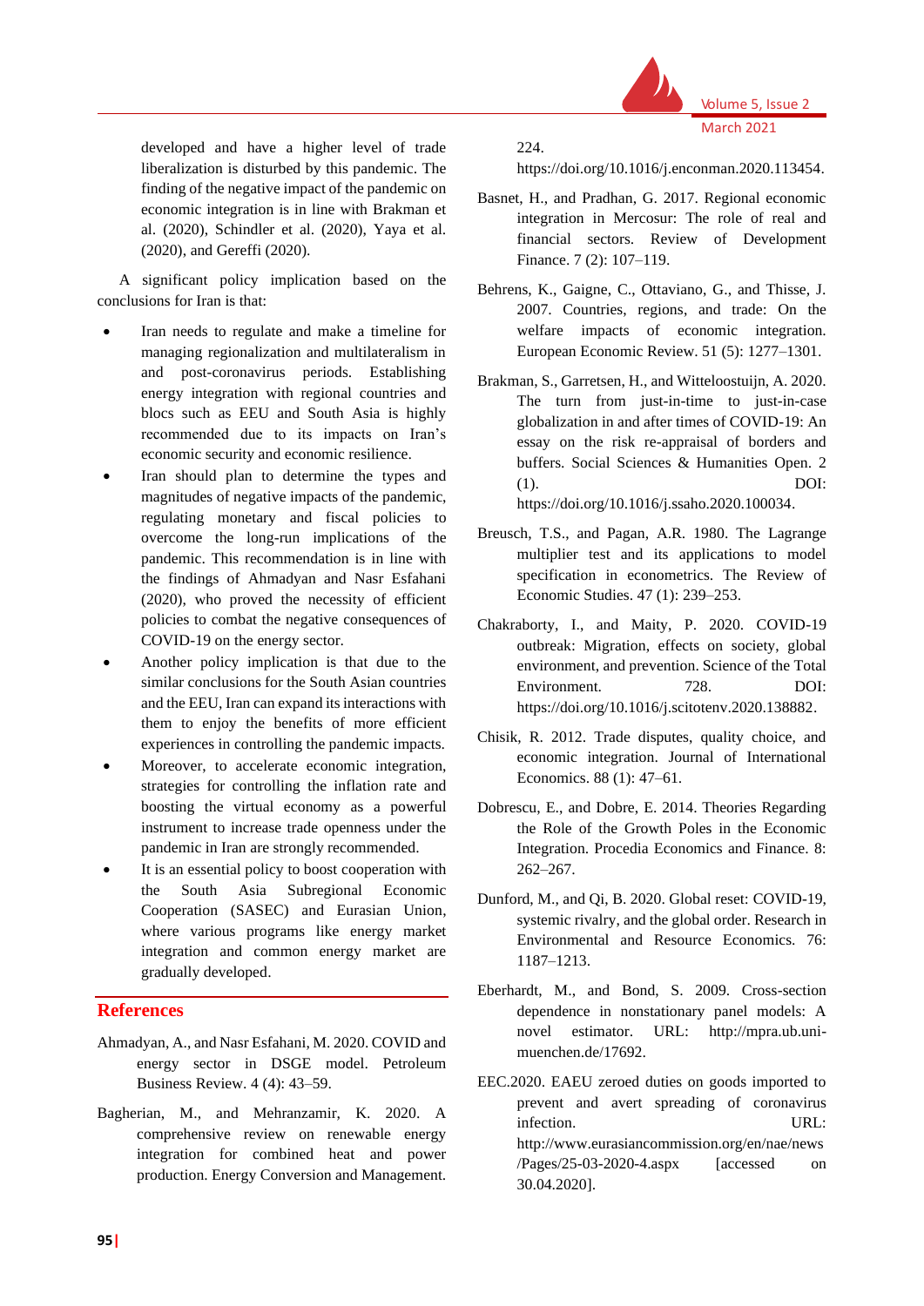developed and have a higher level of trade liberalization is disturbed by this pandemic. The finding of the negative impact of the pandemic on economic integration is in line with Brakman et al. (2020), Schindler et al. (2020), Yaya et al. (2020), and Gereffi (2020).

A significant policy implication based on the conclusions for Iran is that:

- Iran needs to regulate and make a timeline for managing regionalization and multilateralism in and post-coronavirus periods. Establishing energy integration with regional countries and blocs such as EEU and South Asia is highly recommended due to its impacts on Iran's economic security and economic resilience.
- Iran should plan to determine the types and magnitudes of negative impacts of the pandemic, regulating monetary and fiscal policies to overcome the long-run implications of the pandemic. This recommendation is in line with the findings of Ahmadyan and Nasr Esfahani (2020), who proved the necessity of efficient policies to combat the negative consequences of COVID-19 on the energy sector.
- Another policy implication is that due to the similar conclusions for the South Asian countries and the EEU, Iran can expand its interactions with them to enjoy the benefits of more efficient experiences in controlling the pandemic impacts.
- Moreover, to accelerate economic integration, strategies for controlling the inflation rate and boosting the virtual economy as a powerful instrument to increase trade openness under the pandemic in Iran are strongly recommended.
- It is an essential policy to boost cooperation with the South Asia Subregional Economic Cooperation (SASEC) and Eurasian Union, where various programs like energy market integration and common energy market are gradually developed.

## References

Ahmadyan, A., and Nasr Esfahani, M. 2020. COVID and energy sector in DSGE model. Petroleum Business Review. 4 (4): 43–59.

Bagherian, M., and Mehranzamir, K. 2020. A comprehensive review on renewable energy integration for combined heat and power production. Energy Conversion and Management. 224. https://doi.org/10.1016/j.enconman.2020.113454.

Basnet, H., and Pradhan, G. 2017. Regional economic integration in Mercosur: The role of real and financial sectors. Review of Development Finance. 7 (2): 107–119.

Behrens, K., Gaigne, C., Ottaviano, G., and Thisse, J. 2007. Countries, regions, and trade: On the welfare impacts of economic integration. European Economic Review. 51 (5): 1277–1301.

Brakman, S., Garretsen, H., and Witteloostuijn, A. 2020. The turn from just-in-time to just-in-case globalization in and after times of COVID-19: An essay on the risk re-appraisal of borders and buffers. Social Sciences & Humanities Open. 2 (1). DOI: https://doi.org/10.1016/j.ssaho.2020.100034.

Breusch, T.S., and Pagan, A.R. 1980. The Lagrange multiplier test and its applications to model specification in econometrics. The Review of Economic Studies. 47 (1): 239–253.

Chakraborty, I., and Maity, P. 2020. COVID-19 outbreak: Migration, effects on society, global environment, and prevention. Science of the Total Environment. 728. DOI: https://doi.org/10.1016/j.scitotenv.2020.138882.

Chisik, R. 2012. Trade disputes, quality choice, and economic integration. Journal of International Economics. 88 (1): 47–61.

Dobrescu, E., and Dobre, E. 2014. Theories Regarding the Role of the Growth Poles in the Economic Integration. Procedia Economics and Finance. 8: 262–267.

Dunford, M., and Qi, B. 2020. Global reset: COVID-19, systemic rivalry, and the global order. Research in Environmental and Resource Economics. 76: 1187–1213.

Eberhardt, M., and Bond, S. 2009. Cross-section dependence in nonstationary panel models: A novel estimator. URL: http://mpra.ub.uni-muenchen.de/17692.

EEC.2020. EAEU zeroed duties on goods imported to prevent and avert spreading of coronavirus infection. URL: http://www.eurasiancommission.org/en/nae/news/Pages/25-03-2020-4.aspx [accessed on 30.04.2020].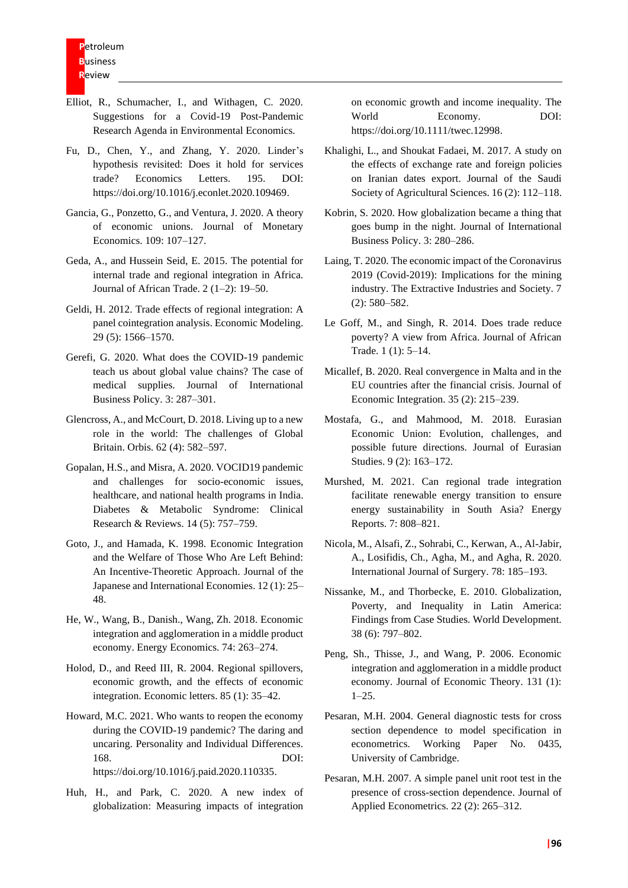Elliot, R., Schumacher, I., and Withagen, C. 2020. Suggestions for a Covid-19 Post-Pandemic Research Agenda in Environmental Economics.

Fu, D., Chen, Y., and Zhang, Y. 2020. Linder's hypothesis revisited: Does it hold for services trade? Economics Letters. 195. DOI: https://doi.org/10.1016/j.econlet.2020.109469.

Gancia, G., Ponzetto, G., and Ventura, J. 2020. A theory of economic unions. Journal of Monetary Economics. 109: 107–127.

Geda, A., and Hussein Seid, E. 2015. The potential for internal trade and regional integration in Africa. Journal of African Trade. 2 (1–2): 19–50.

Geldi, H. 2012. Trade effects of regional integration: A panel cointegration analysis. Economic Modeling. 29 (5): 1566–1570.

Gerefi, G. 2020. What does the COVID-19 pandemic teach us about global value chains? The case of medical supplies. Journal of International Business Policy. 3: 287–301.

Glencross, A., and McCourt, D. 2018. Living up to a new role in the world: The challenges of Global Britain. Orbis. 62 (4): 582–597.

Gopalan, H.S., and Misra, A. 2020. VOCID19 pandemic and challenges for socio-economic issues, healthcare, and national health programs in India. Diabetes & Metabolic Syndrome: Clinical Research & Reviews. 14 (5): 757–759.

Goto, J., and Hamada, K. 1998. Economic Integration and the Welfare of Those Who Are Left Behind: An Incentive-Theoretic Approach. Journal of the Japanese and International Economies. 12 (1): 25–48.

He, W., Wang, B., Danish., Wang, Zh. 2018. Economic integration and agglomeration in a middle product economy. Energy Economics. 74: 263–274.

Holod, D., and Reed III, R. 2004. Regional spillovers, economic growth, and the effects of economic integration. Economic letters. 85 (1): 35–42.

Howard, M.C. 2021. Who wants to reopen the economy during the COVID-19 pandemic? The daring and uncaring. Personality and Individual Differences. 168. DOI: https://doi.org/10.1016/j.paid.2020.110335.

Huh, H., and Park, C. 2020. A new index of globalization: Measuring impacts of integration on economic growth and income inequality. The World Economy. DOI: https://doi.org/10.1111/twec.12998.

Khalighi, L., and Shoukat Fadaei, M. 2017. A study on the effects of exchange rate and foreign policies on Iranian dates export. Journal of the Saudi Society of Agricultural Sciences. 16 (2): 112–118.

Kobrin, S. 2020. How globalization became a thing that goes bump in the night. Journal of International Business Policy. 3: 280–286.

Laing, T. 2020. The economic impact of the Coronavirus 2019 (Covid-2019): Implications for the mining industry. The Extractive Industries and Society. 7 (2): 580–582.

Le Goff, M., and Singh, R. 2014. Does trade reduce poverty? A view from Africa. Journal of African Trade. 1 (1): 5–14.

Micallef, B. 2020. Real convergence in Malta and in the EU countries after the financial crisis. Journal of Economic Integration. 35 (2): 215–239.

Mostafa, G., and Mahmood, M. 2018. Eurasian Economic Union: Evolution, challenges, and possible future directions. Journal of Eurasian Studies. 9 (2): 163–172.

Murshed, M. 2021. Can regional trade integration facilitate renewable energy transition to ensure energy sustainability in South Asia? Energy Reports. 7: 808–821.

Nicola, M., Alsafi, Z., Sohrabi, C., Kerwan, A., Al-Jabir, A., Losifidis, Ch., Agha, M., and Agha, R. 2020. International Journal of Surgery. 78: 185–193.

Nissanke, M., and Thorbecke, E. 2010. Globalization, Poverty, and Inequality in Latin America: Findings from Case Studies. World Development. 38 (6): 797–802.

Peng, Sh., Thisse, J., and Wang, P. 2006. Economic integration and agglomeration in a middle product economy. Journal of Economic Theory. 131 (1): 1–25.

Pesaran, M.H. 2004. General diagnostic tests for cross section dependence to model specification in econometrics. Working Paper No. 0435, University of Cambridge.

Pesaran, M.H. 2007. A simple panel unit root test in the presence of cross-section dependence. Journal of Applied Econometrics. 22 (2): 265–312.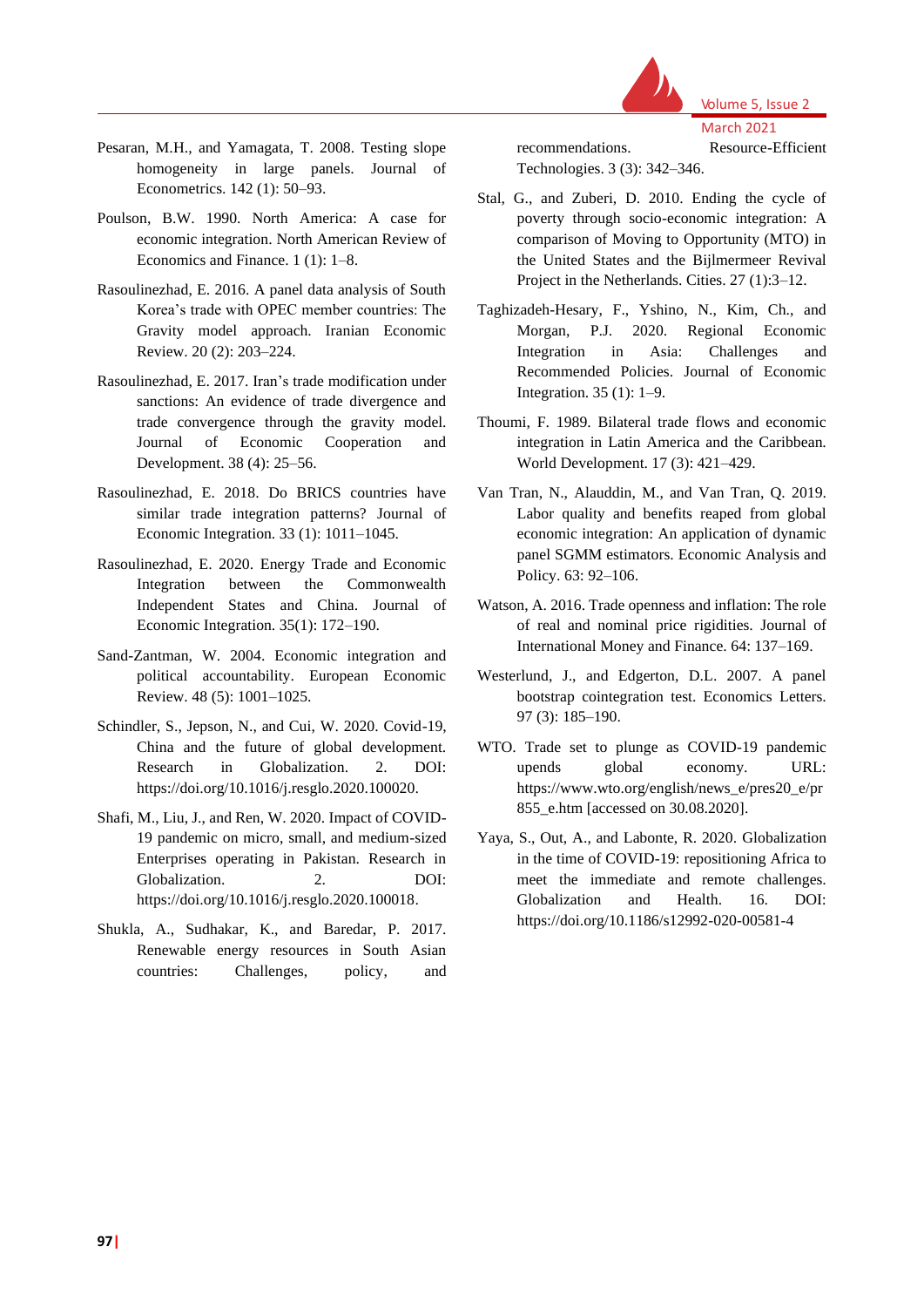Pesaran, M.H., and Yamagata, T. 2008. Testing slope homogeneity in large panels. Journal of Econometrics. 142 (1): 50–93.

Poulson, B.W. 1990. North America: A case for economic integration. North American Review of Economics and Finance. 1 (1): 1–8.

Rasoulinezhad, E. 2016. A panel data analysis of South Korea's trade with OPEC member countries: The Gravity model approach. Iranian Economic Review. 20 (2): 203–224.

Rasoulinezhad, E. 2017. Iran's trade modification under sanctions: An evidence of trade divergence and trade convergence through the gravity model. Journal of Economic Cooperation and Development. 38 (4): 25–56.

Rasoulinezhad, E. 2018. Do BRICS countries have similar trade integration patterns? Journal of Economic Integration. 33 (1): 1011–1045.

Rasoulinezhad, E. 2020. Energy Trade and Economic Integration between the Commonwealth Independent States and China. Journal of Economic Integration. 35(1): 172–190.

Sand-Zantman, W. 2004. Economic integration and political accountability. European Economic Review. 48 (5): 1001–1025.

Schindler, S., Jepson, N., and Cui, W. 2020. Covid-19, China and the future of global development. Research in Globalization. 2. DOI: https://doi.org/10.1016/j.resglo.2020.100020.

Shafi, M., Liu, J., and Ren, W. 2020. Impact of COVID-19 pandemic on micro, small, and medium-sized Enterprises operating in Pakistan. Research in Globalization. 2. DOI: https://doi.org/10.1016/j.resglo.2020.100018.

Shukla, A., Sudhakar, K., and Baredar, P. 2017. Renewable energy resources in South Asian countries: Challenges, policy, and recommendations. Resource-Efficient Technologies. 3 (3): 342–346.

Stal, G., and Zuberi, D. 2010. Ending the cycle of poverty through socio-economic integration: A comparison of Moving to Opportunity (MTO) in the United States and the Bijlmermeer Revival Project in the Netherlands. Cities. 27 (1):3–12.

Taghizadeh-Hesary, F., Yshino, N., Kim, Ch., and Morgan, P.J. 2020. Regional Economic Integration in Asia: Challenges and Recommended Policies. Journal of Economic Integration. 35 (1): 1–9.

Thoumi, F. 1989. Bilateral trade flows and economic integration in Latin America and the Caribbean. World Development. 17 (3): 421–429.

Van Tran, N., Alauddin, M., and Van Tran, Q. 2019. Labor quality and benefits reaped from global economic integration: An application of dynamic panel SGMM estimators. Economic Analysis and Policy. 63: 92–106.

Watson, A. 2016. Trade openness and inflation: The role of real and nominal price rigidities. Journal of International Money and Finance. 64: 137–169.

Westerlund, J., and Edgerton, D.L. 2007. A panel bootstrap cointegration test. Economics Letters. 97 (3): 185–190.

WTO. Trade set to plunge as COVID-19 pandemic upends global economy. URL: https://www.wto.org/english/news_e/pres20_e/pr855_e.htm [accessed on 30.08.2020].

Yaya, S., Out, A., and Labonte, R. 2020. Globalization in the time of COVID-19: repositioning Africa to meet the immediate and remote challenges. Globalization and Health. 16. DOI: https://doi.org/10.1186/s12992-020-00581-4